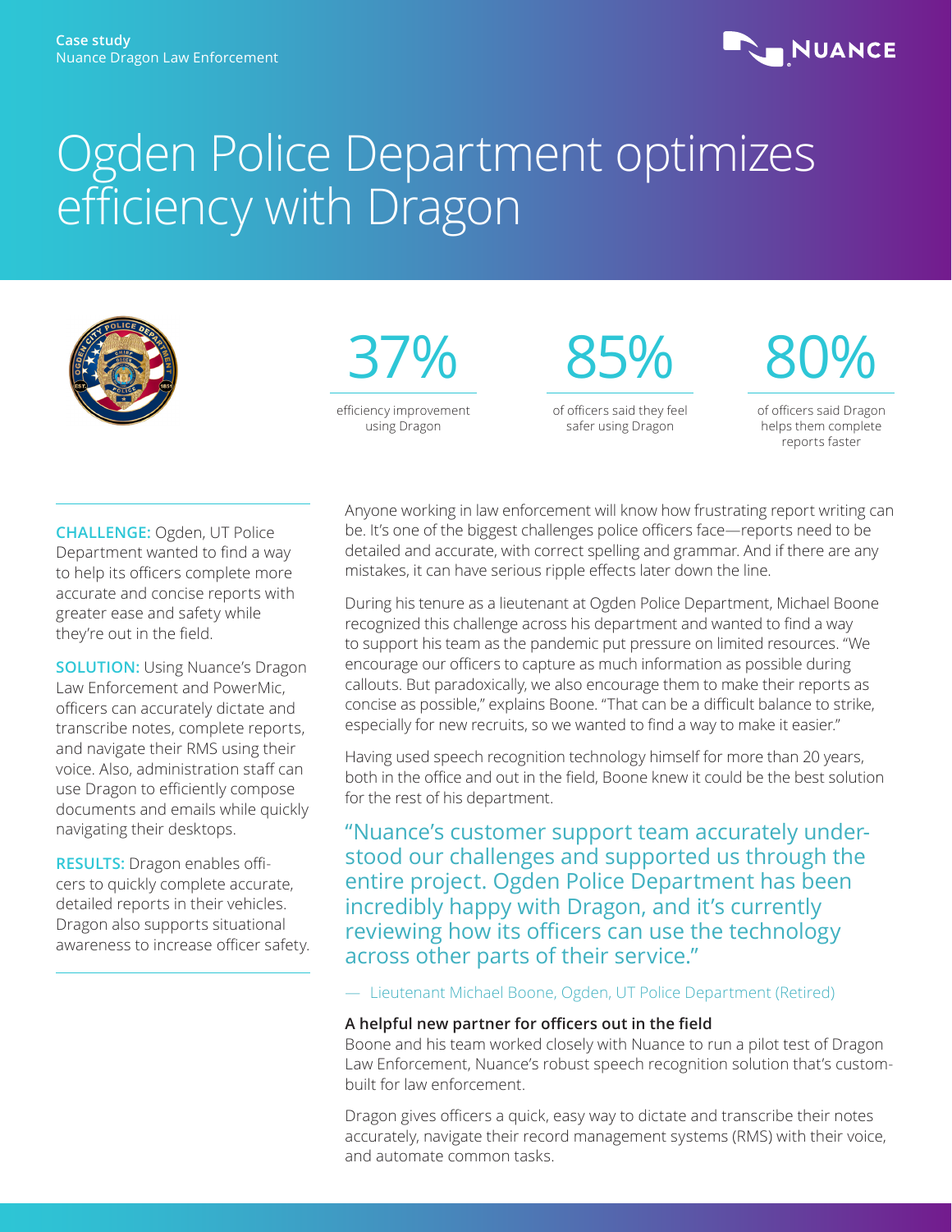Case study
Nuance Dragon Law Enforcement

# Ogden Police Department optimizes efficiency with Dragon

**37%**
efficiency improvement using Dragon

**85%**
of officers said they feel safer using Dragon

**80%**
of officers said Dragon helps them complete reports faster

**CHALLENGE:** Ogden, UT Police Department wanted to find a way to help its officers complete more accurate and concise reports with greater ease and safety while they're out in the field.

**SOLUTION:** Using Nuance's Dragon Law Enforcement and PowerMic, officers can accurately dictate and transcribe notes, complete reports, and navigate their RMS using their voice. Also, administration staff can use Dragon to efficiently compose documents and emails while quickly navigating their desktops.

**RESULTS:** Dragon enables officers to quickly complete accurate, detailed reports in their vehicles. Dragon also supports situational awareness to increase officer safety.

Anyone working in law enforcement will know how frustrating report writing can be. It's one of the biggest challenges police officers face—reports need to be detailed and accurate, with correct spelling and grammar. And if there are any mistakes, it can have serious ripple effects later down the line.

During his tenure as a lieutenant at Ogden Police Department, Michael Boone recognized this challenge across his department and wanted to find a way to support his team as the pandemic put pressure on limited resources. "We encourage our officers to capture as much information as possible during callouts. But paradoxically, we also encourage them to make their reports as concise as possible," explains Boone. "That can be a difficult balance to strike, especially for new recruits, so we wanted to find a way to make it easier."

Having used speech recognition technology himself for more than 20 years, both in the office and out in the field, Boone knew it could be the best solution for the rest of his department.

> "Nuance's customer support team accurately understood our challenges and supported us through the entire project. Ogden Police Department has been incredibly happy with Dragon, and it's currently reviewing how its officers can use the technology across other parts of their service."
>
> — Lieutenant Michael Boone, Ogden, UT Police Department (Retired)

**A helpful new partner for officers out in the field**

Boone and his team worked closely with Nuance to run a pilot test of Dragon Law Enforcement, Nuance's robust speech recognition solution that's custom-built for law enforcement.

Dragon gives officers a quick, easy way to dictate and transcribe their notes accurately, navigate their record management systems (RMS) with their voice, and automate common tasks.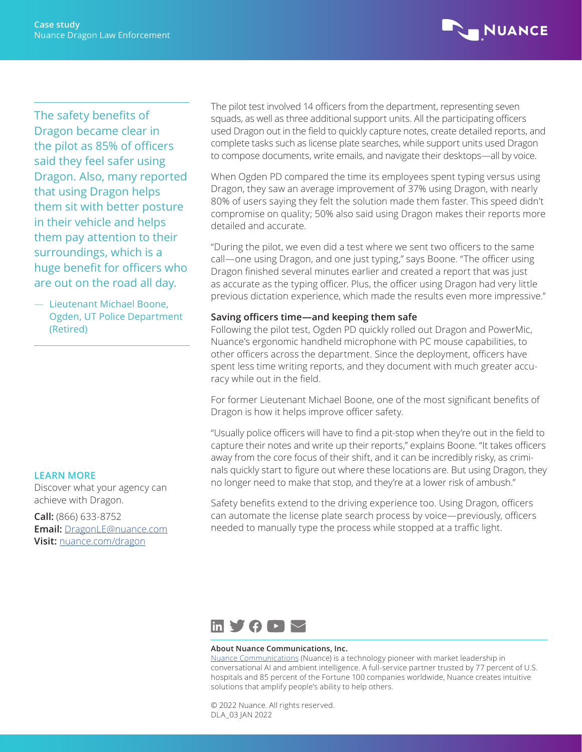The pilot test involved 14 officers from the department, representing seven squads, as well as three additional support units. All the participating officers used Dragon out in the field to quickly capture notes, create detailed reports, and complete tasks such as license plate searches, while support units used Dragon to compose documents, write emails, and navigate their desktops—all by voice.

When Ogden PD compared the time its employees spent typing versus using Dragon, they saw an average improvement of 37% using Dragon, with nearly 80% of users saying they felt the solution made them faster. This speed didn't compromise on quality; 50% also said using Dragon makes their reports more detailed and accurate.

"During the pilot, we even did a test where we sent two officers to the same call—one using Dragon, and one just typing," says Boone. "The officer using Dragon finished several minutes earlier and created a report that was just as accurate as the typing officer. Plus, the officer using Dragon had very little previous dictation experience, which made the results even more impressive."

> The safety benefits of Dragon became clear in the pilot as 85% of officers said they feel safer using Dragon. Also, many reported that using Dragon helps them sit with better posture in their vehicle and helps them pay attention to their surroundings, which is a huge benefit for officers who are out on the road all day.
>
> — Lieutenant Michael Boone, Ogden, UT Police Department (Retired)

### Saving officers time—and keeping them safe

Following the pilot test, Ogden PD quickly rolled out Dragon and PowerMic, Nuance's ergonomic handheld microphone with PC mouse capabilities, to other officers across the department. Since the deployment, officers have spent less time writing reports, and they document with much greater accuracy while out in the field.

For former Lieutenant Michael Boone, one of the most significant benefits of Dragon is how it helps improve officer safety.

"Usually police officers will have to find a pit-stop when they're out in the field to capture their notes and write up their reports," explains Boone. "It takes officers away from the core focus of their shift, and it can be incredibly risky, as criminals quickly start to figure out where these locations are. But using Dragon, they no longer need to make that stop, and they're at a lower risk of ambush."

Safety benefits extend to the driving experience too. Using Dragon, officers can automate the license plate search process by voice—previously, officers needed to manually type the process while stopped at a traffic light.

**LEARN MORE**

Discover what your agency can achieve with Dragon.

**Call:** (866) 633-8752
**Email:** DragonLE@nuance.com
**Visit:** nuance.com/dragon

**About Nuance Communications, Inc.**

Nuance Communications (Nuance) is a technology pioneer with market leadership in conversational AI and ambient intelligence. A full-service partner trusted by 77 percent of U.S. hospitals and 85 percent of the Fortune 100 companies worldwide, Nuance creates intuitive solutions that amplify people's ability to help others.

© 2022 Nuance. All rights reserved.
DLA_03 JAN 2022